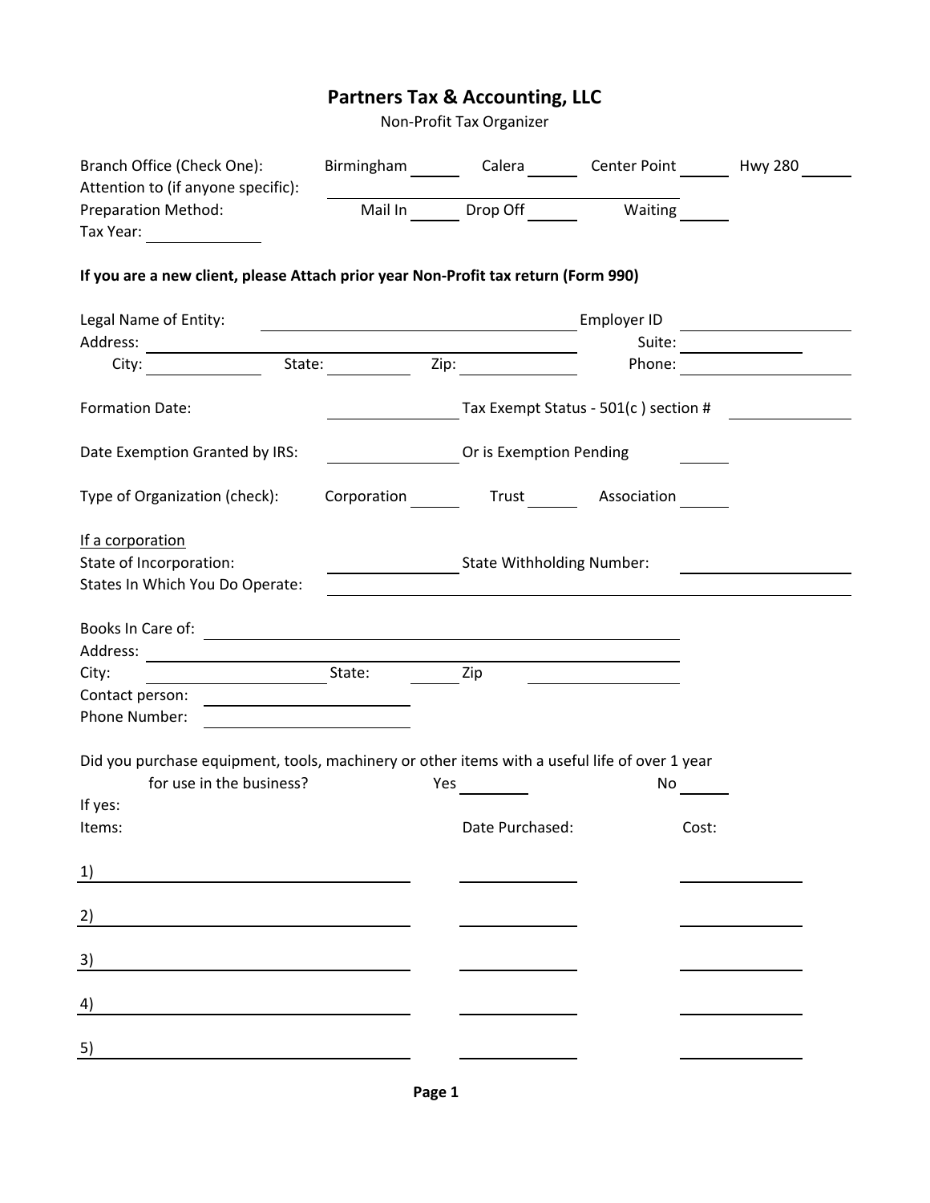# Partners Tax & Accounting, LLC

Non-Profit Tax Organizer

Branch Office (Check One): Birmingham ______ Calera ______ Center Point ______ Hwy 280 ______

Attention to (if anyone specific): ______________________

Preparation Method: Mail In ______ Drop Off ______ Waiting ______

Tax Year: ______________

**If you are a new client, please Attach prior year Non-Profit tax return (Form 990)**

Legal Name of Entity: ______________________ Employer ID ______________

Address: ______________________ Suite: ______________

City: ______________ State: ______________ Zip: ______________ Phone: ______________

Formation Date: ______________ Tax Exempt Status - 501(c ) section # ______________

Date Exemption Granted by IRS: ______________ Or is Exemption Pending ______

Type of Organization (check): Corporation ______ Trust ______ Association ______

If a corporation

State of Incorporation: ______________ State Withholding Number: ______________

States In Which You Do Operate: ______________________

Books In Care of: ______________________

Address: ______________________

City: ______________ State: ______ Zip ______________

Contact person: ______________

Phone Number: ______________

Did you purchase equipment, tools, machinery or other items with a useful life of over 1 year for use in the business? Yes ______ No ______

If yes:

| Items: | Date Purchased: | Cost: |
|---|---|---|
| 1) | | |
| 2) | | |
| 3) | | |
| 4) | | |
| 5) | | |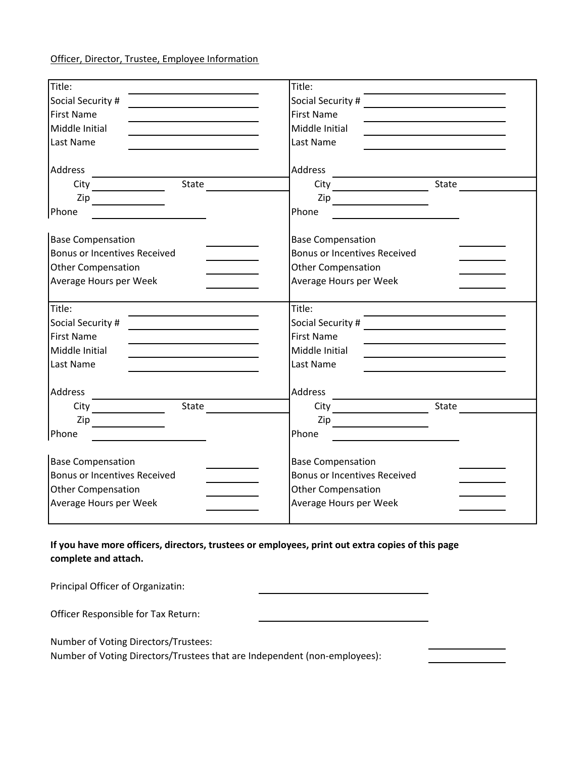Officer, Director, Trustee, Employee Information

| | |
|---|---|
| Title: ____________ | Title: ____________ |
| Social Security # ____________ | Social Security # ____________ |
| First Name ____________ | First Name ____________ |
| Middle Initial ____________ | Middle Initial ____________ |
| Last Name ____________ | Last Name ____________ |
| Address ____________ | Address ____________ |
| City ____________ State ____________ | City ____________ State ____________ |
| Zip ____________ | Zip ____________ |
| Phone ____________ | Phone ____________ |
| Base Compensation ____________ | Base Compensation ____________ |
| Bonus or Incentives Received ____________ | Bonus or Incentives Received ____________ |
| Other Compensation ____________ | Other Compensation ____________ |
| Average Hours per Week ____________ | Average Hours per Week ____________ |
| Title: ____________ | Title: ____________ |
| Social Security # ____________ | Social Security # ____________ |
| First Name ____________ | First Name ____________ |
| Middle Initial ____________ | Middle Initial ____________ |
| Last Name ____________ | Last Name ____________ |
| Address ____________ | Address ____________ |
| City ____________ State ____________ | City ____________ State ____________ |
| Zip ____________ | Zip ____________ |
| Phone ____________ | Phone ____________ |
| Base Compensation ____________ | Base Compensation ____________ |
| Bonus or Incentives Received ____________ | Bonus or Incentives Received ____________ |
| Other Compensation ____________ | Other Compensation ____________ |
| Average Hours per Week ____________ | Average Hours per Week ____________ |

**If you have more officers, directors, trustees or employees, print out extra copies of this page complete and attach.**

Principal Officer of Organizatin: ____________

Officer Responsible for Tax Return: ____________

Number of Voting Directors/Trustees: ____________

Number of Voting Directors/Trustees that are Independent (non-employees): ____________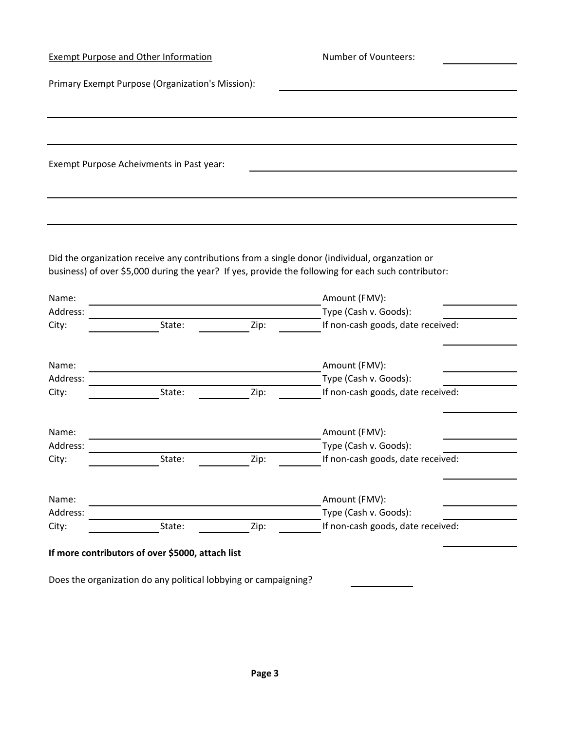Exempt Purpose and Other Information

Number of Vounteers: \_\_\_\_\_\_\_\_\_\_

Primary Exempt Purpose (Organization's Mission): \_\_\_\_\_\_\_\_\_\_\_\_\_\_\_\_\_\_\_\_\_\_\_\_\_\_\_\_\_\_

\_\_\_\_\_\_\_\_\_\_\_\_\_\_\_\_\_\_\_\_\_\_\_\_\_\_\_\_\_\_\_\_\_\_\_\_\_\_\_\_\_\_\_\_\_\_\_\_\_\_\_\_\_\_\_\_\_\_\_\_

\_\_\_\_\_\_\_\_\_\_\_\_\_\_\_\_\_\_\_\_\_\_\_\_\_\_\_\_\_\_\_\_\_\_\_\_\_\_\_\_\_\_\_\_\_\_\_\_\_\_\_\_\_\_\_\_\_\_\_\_

Exempt Purpose Acheivments in Past year: \_\_\_\_\_\_\_\_\_\_\_\_\_\_\_\_\_\_\_\_\_\_\_\_\_\_\_\_\_\_

\_\_\_\_\_\_\_\_\_\_\_\_\_\_\_\_\_\_\_\_\_\_\_\_\_\_\_\_\_\_\_\_\_\_\_\_\_\_\_\_\_\_\_\_\_\_\_\_\_\_\_\_\_\_\_\_\_\_\_\_

\_\_\_\_\_\_\_\_\_\_\_\_\_\_\_\_\_\_\_\_\_\_\_\_\_\_\_\_\_\_\_\_\_\_\_\_\_\_\_\_\_\_\_\_\_\_\_\_\_\_\_\_\_\_\_\_\_\_\_\_

Did the organization receive any contributions from a single donor (individual, organzation or business) of over $5,000 during the year? If yes, provide the following for each such contributor:

Name: \_\_\_\_\_\_\_\_\_\_\_\_\_\_\_\_\_\_\_\_\_\_\_\_\_\_\_\_\_\_ Amount (FMV): \_\_\_\_\_\_\_\_\_\_
Address: \_\_\_\_\_\_\_\_\_\_\_\_\_\_\_\_\_\_\_\_\_\_\_\_\_\_\_\_\_\_ Type (Cash v. Goods): \_\_\_\_\_\_\_\_\_\_
City: \_\_\_\_\_\_\_\_\_\_ State: \_\_\_\_\_\_\_\_ Zip: \_\_\_\_\_\_ If non-cash goods, date received: \_\_\_\_\_\_\_\_\_\_

Name: \_\_\_\_\_\_\_\_\_\_\_\_\_\_\_\_\_\_\_\_\_\_\_\_\_\_\_\_\_\_ Amount (FMV): \_\_\_\_\_\_\_\_\_\_
Address: \_\_\_\_\_\_\_\_\_\_\_\_\_\_\_\_\_\_\_\_\_\_\_\_\_\_\_\_\_\_ Type (Cash v. Goods): \_\_\_\_\_\_\_\_\_\_
City: \_\_\_\_\_\_\_\_\_\_ State: \_\_\_\_\_\_\_\_ Zip: \_\_\_\_\_\_ If non-cash goods, date received: \_\_\_\_\_\_\_\_\_\_

Name: \_\_\_\_\_\_\_\_\_\_\_\_\_\_\_\_\_\_\_\_\_\_\_\_\_\_\_\_\_\_ Amount (FMV): \_\_\_\_\_\_\_\_\_\_
Address: \_\_\_\_\_\_\_\_\_\_\_\_\_\_\_\_\_\_\_\_\_\_\_\_\_\_\_\_\_\_ Type (Cash v. Goods): \_\_\_\_\_\_\_\_\_\_
City: \_\_\_\_\_\_\_\_\_\_ State: \_\_\_\_\_\_\_\_ Zip: \_\_\_\_\_\_ If non-cash goods, date received: \_\_\_\_\_\_\_\_\_\_

Name: \_\_\_\_\_\_\_\_\_\_\_\_\_\_\_\_\_\_\_\_\_\_\_\_\_\_\_\_\_\_ Amount (FMV): \_\_\_\_\_\_\_\_\_\_
Address: \_\_\_\_\_\_\_\_\_\_\_\_\_\_\_\_\_\_\_\_\_\_\_\_\_\_\_\_\_\_ Type (Cash v. Goods): \_\_\_\_\_\_\_\_\_\_
City: \_\_\_\_\_\_\_\_\_\_ State: \_\_\_\_\_\_\_\_ Zip: \_\_\_\_\_\_ If non-cash goods, date received: \_\_\_\_\_\_\_\_\_\_

**If more contributors of over $5000, attach list**

Does the organization do any political lobbying or campaigning? \_\_\_\_\_\_\_\_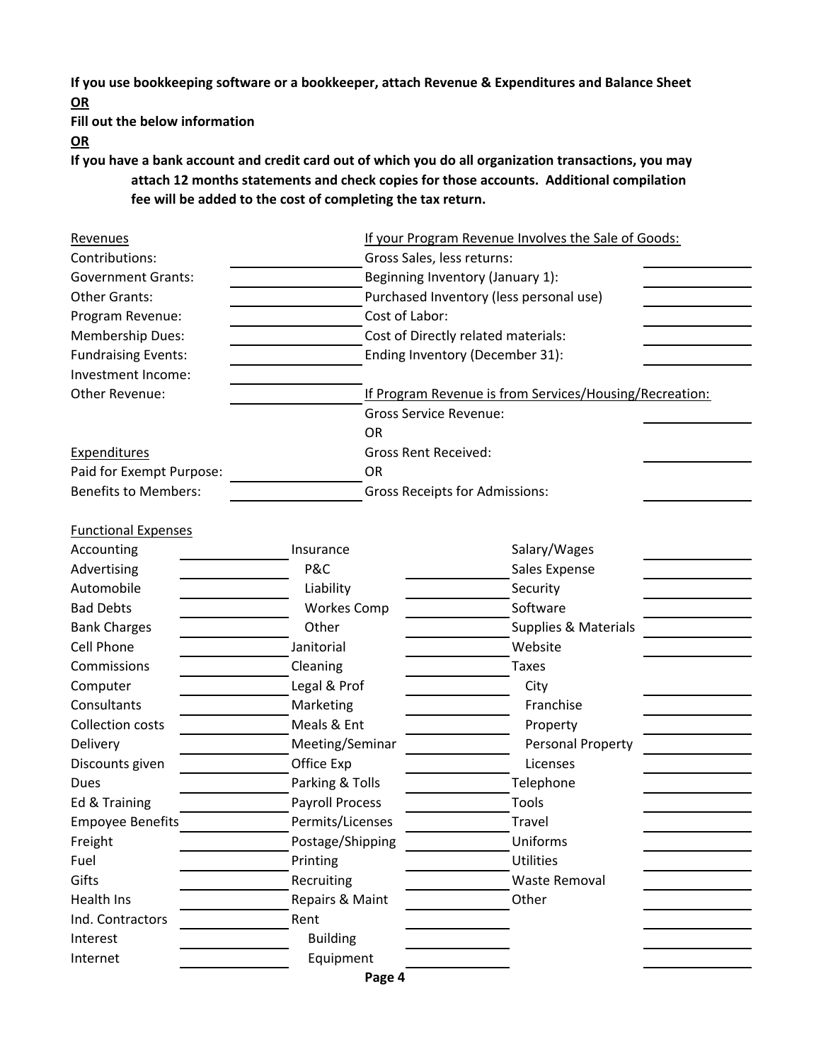**If you use bookkeeping software or a bookkeeper, attach Revenue & Expenditures and Balance Sheet**

**OR**

**Fill out the below information**

**OR**

**If you have a bank account and credit card out of which you do all organization transactions, you may attach 12 months statements and check copies for those accounts. Additional compilation fee will be added to the cost of completing the tax return.**

| Revenues | | If your Program Revenue Involves the Sale of Goods: | |
|---|---|---|---|
| Contributions: | | Gross Sales, less returns: | |
| Government Grants: | ______ | Beginning Inventory (January 1): | ______ |
| Other Grants: | ______ | Purchased Inventory (less personal use) | ______ |
| Program Revenue: | ______ | Cost of Labor: | ______ |
| Membership Dues: | ______ | Cost of Directly related materials: | ______ |
| Fundraising Events: | ______ | Ending Inventory (December 31): | ______ |
| Investment Income: | ______ | | |
| Other Revenue: | ______ | If Program Revenue is from Services/Housing/Recreation: | |
| | | Gross Service Revenue: | ______ |
| | | OR | |
| Expenditures | | Gross Rent Received: | ______ |
| Paid for Exempt Purpose: | ______ | OR | |
| Benefits to Members: | ______ | Gross Receipts for Admissions: | ______ |

**Functional Expenses**

| | | | | | |
|---|---|---|---|---|---|
| Accounting | ______ | Insurance | | Salary/Wages | ______ |
| Advertising | ______ | P&C | ______ | Sales Expense | ______ |
| Automobile | ______ | Liability | ______ | Security | ______ |
| Bad Debts | ______ | Workes Comp | ______ | Software | ______ |
| Bank Charges | ______ | Other | ______ | Supplies & Materials | ______ |
| Cell Phone | ______ | Janitorial | ______ | Website | ______ |
| Commissions | ______ | Cleaning | ______ | Taxes | |
| Computer | ______ | Legal & Prof | ______ | City | ______ |
| Consultants | ______ | Marketing | ______ | Franchise | ______ |
| Collection costs | ______ | Meals & Ent | ______ | Property | ______ |
| Delivery | ______ | Meeting/Seminar | ______ | Personal Property | ______ |
| Discounts given | ______ | Office Exp | ______ | Licenses | ______ |
| Dues | ______ | Parking & Tolls | ______ | Telephone | ______ |
| Ed & Training | ______ | Payroll Process | ______ | Tools | ______ |
| Empoyee Benefits | ______ | Permits/Licenses | ______ | Travel | ______ |
| Freight | ______ | Postage/Shipping | ______ | Uniforms | ______ |
| Fuel | ______ | Printing | ______ | Utilities | ______ |
| Gifts | ______ | Recruiting | ______ | Waste Removal | ______ |
| Health Ins | ______ | Repairs & Maint | ______ | Other | ______ |
| Ind. Contractors | ______ | Rent | ______ | | ______ |
| Interest | ______ | Building | ______ | | ______ |
| Internet | ______ | Equipment | ______ | | ______ |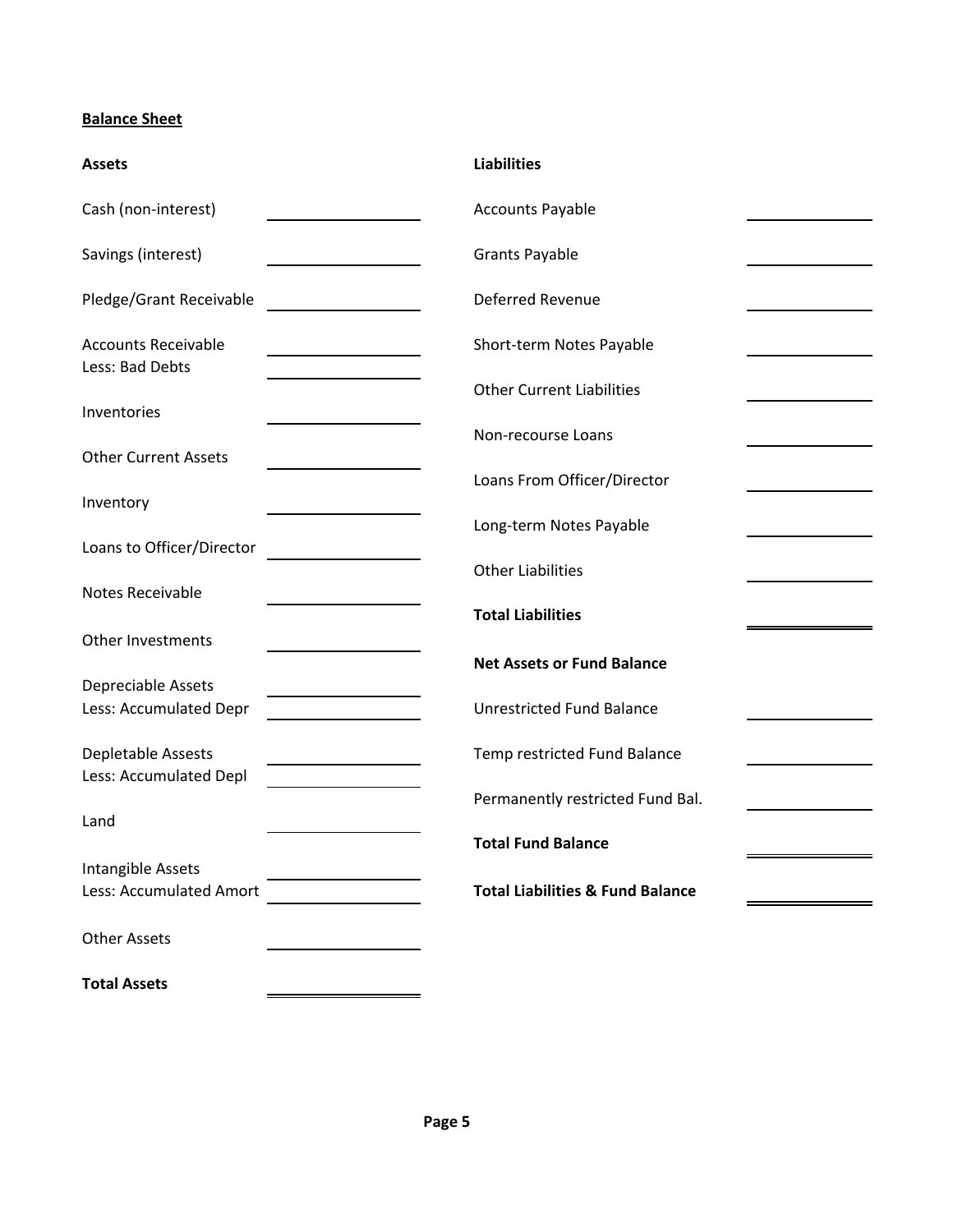**Balance Sheet**

| **Assets** | |
|---|---|
| Cash (non-interest) | |
| Savings (interest) | |
| Pledge/Grant Receivable | |
| Accounts Receivable | |
| Less: Bad Debts | |
| Inventories | |
| Other Current Assets | |
| Inventory | |
| Loans to Officer/Director | |
| Notes Receivable | |
| Other Investments | |
| Depreciable Assets | |
| Less: Accumulated Depr | |
| Depletable Assests | |
| Less: Accumulated Depl | |
| Land | |
| Intangible Assets | |
| Less: Accumulated Amort | |
| Other Assets | |
| **Total Assets** | |

| **Liabilities** | |
|---|---|
| Accounts Payable | |
| Grants Payable | |
| Deferred Revenue | |
| Short-term Notes Payable | |
| Other Current Liabilities | |
| Non-recourse Loans | |
| Loans From Officer/Director | |
| Long-term Notes Payable | |
| Other Liabilities | |
| **Total Liabilities** | |
| **Net Assets or Fund Balance** | |
| Unrestricted Fund Balance | |
| Temp restricted Fund Balance | |
| Permanently restricted Fund Bal. | |
| **Total Fund Balance** | |
| **Total Liabilities & Fund Balance** | |